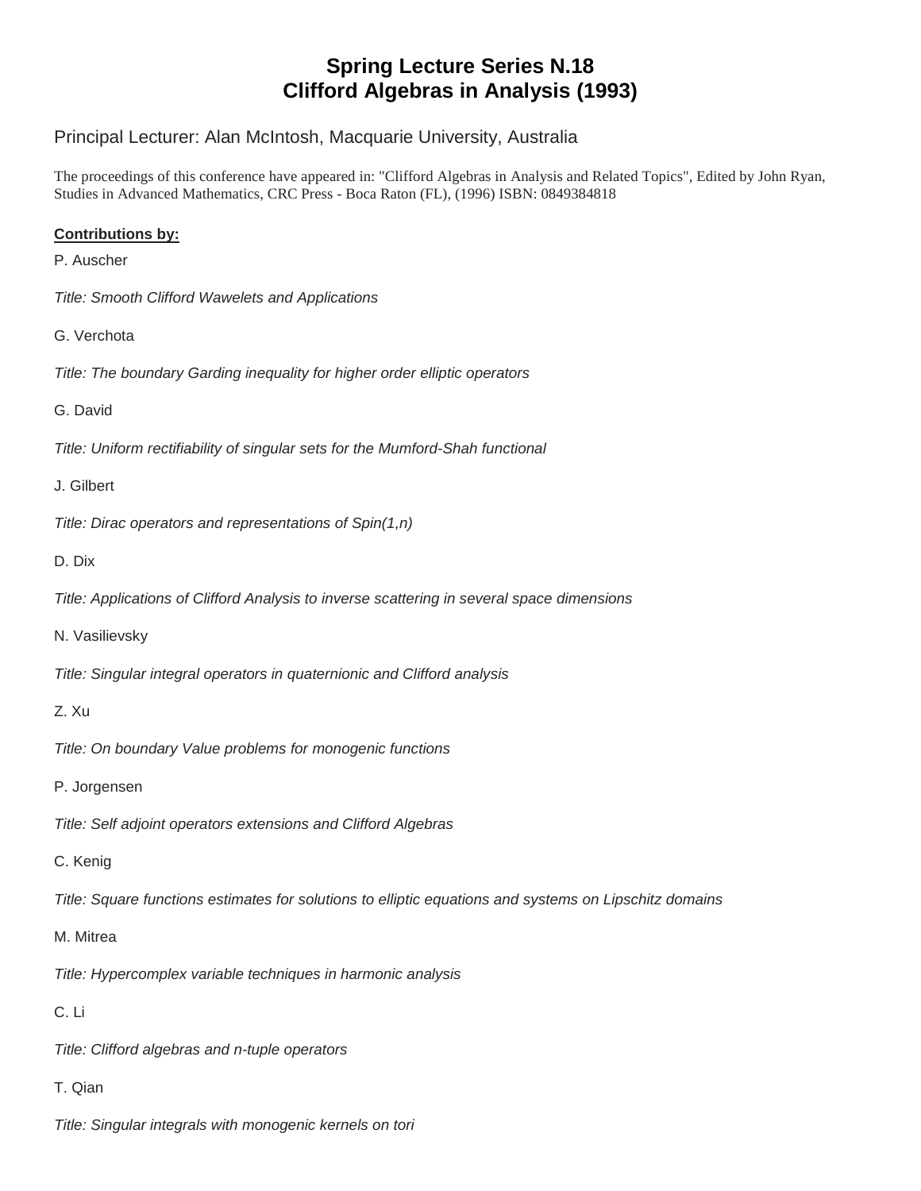# Spring Lecture Series N.18
# Clifford Algebras in Analysis (1993)

Principal Lecturer: Alan McIntosh, Macquarie University, Australia

The proceedings of this conference have appeared in: "Clifford Algebras in Analysis and Related Topics", Edited by John Ryan, Studies in Advanced Mathematics, CRC Press - Boca Raton (FL), (1996) ISBN: 0849384818

**Contributions by:**

P. Auscher

*Title: Smooth Clifford Wawelets and Applications*

G. Verchota

*Title: The boundary Garding inequality for higher order elliptic operators*

G. David

*Title: Uniform rectifiability of singular sets for the Mumford-Shah functional*

J. Gilbert

*Title: Dirac operators and representations of Spin(1,n)*

D. Dix

*Title: Applications of Clifford Analysis to inverse scattering in several space dimensions*

N. Vasilievsky

*Title: Singular integral operators in quaternionic and Clifford analysis*

Z. Xu

*Title: On boundary Value problems for monogenic functions*

P. Jorgensen

*Title: Self adjoint operators extensions and Clifford Algebras*

C. Kenig

*Title: Square functions estimates for solutions to elliptic equations and systems on Lipschitz domains*

M. Mitrea

*Title: Hypercomplex variable techniques in harmonic analysis*

C. Li

*Title: Clifford algebras and n-tuple operators*

T. Qian

*Title: Singular integrals with monogenic kernels on tori*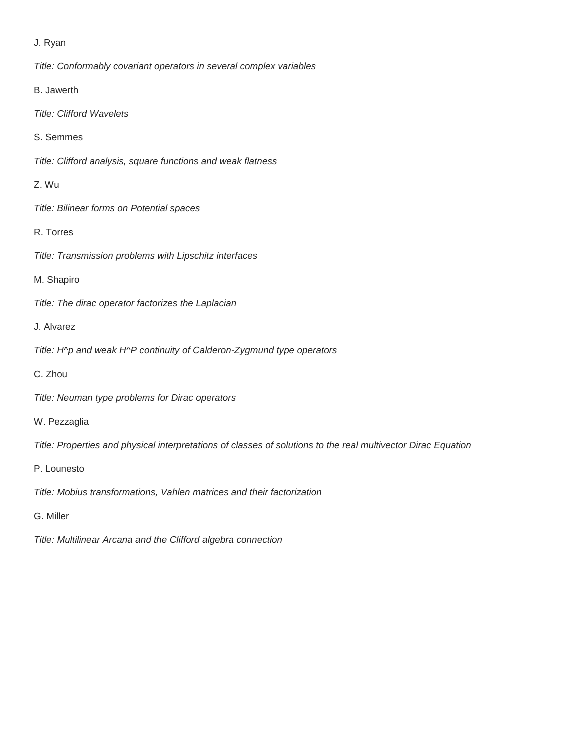J. Ryan

*Title: Conformably covariant operators in several complex variables*

B. Jawerth

*Title: Clifford Wavelets*

S. Semmes

*Title: Clifford analysis, square functions and weak flatness*

Z. Wu

*Title: Bilinear forms on Potential spaces*

R. Torres

*Title: Transmission problems with Lipschitz interfaces*

M. Shapiro

*Title: The dirac operator factorizes the Laplacian*

J. Alvarez

*Title: H^p and weak H^P continuity of Calderon-Zygmund type operators*

C. Zhou

*Title: Neuman type problems for Dirac operators*

W. Pezzaglia

*Title: Properties and physical interpretations of classes of solutions to the real multivector Dirac Equation*

P. Lounesto

*Title: Mobius transformations, Vahlen matrices and their factorization*

G. Miller

*Title: Multilinear Arcana and the Clifford algebra connection*